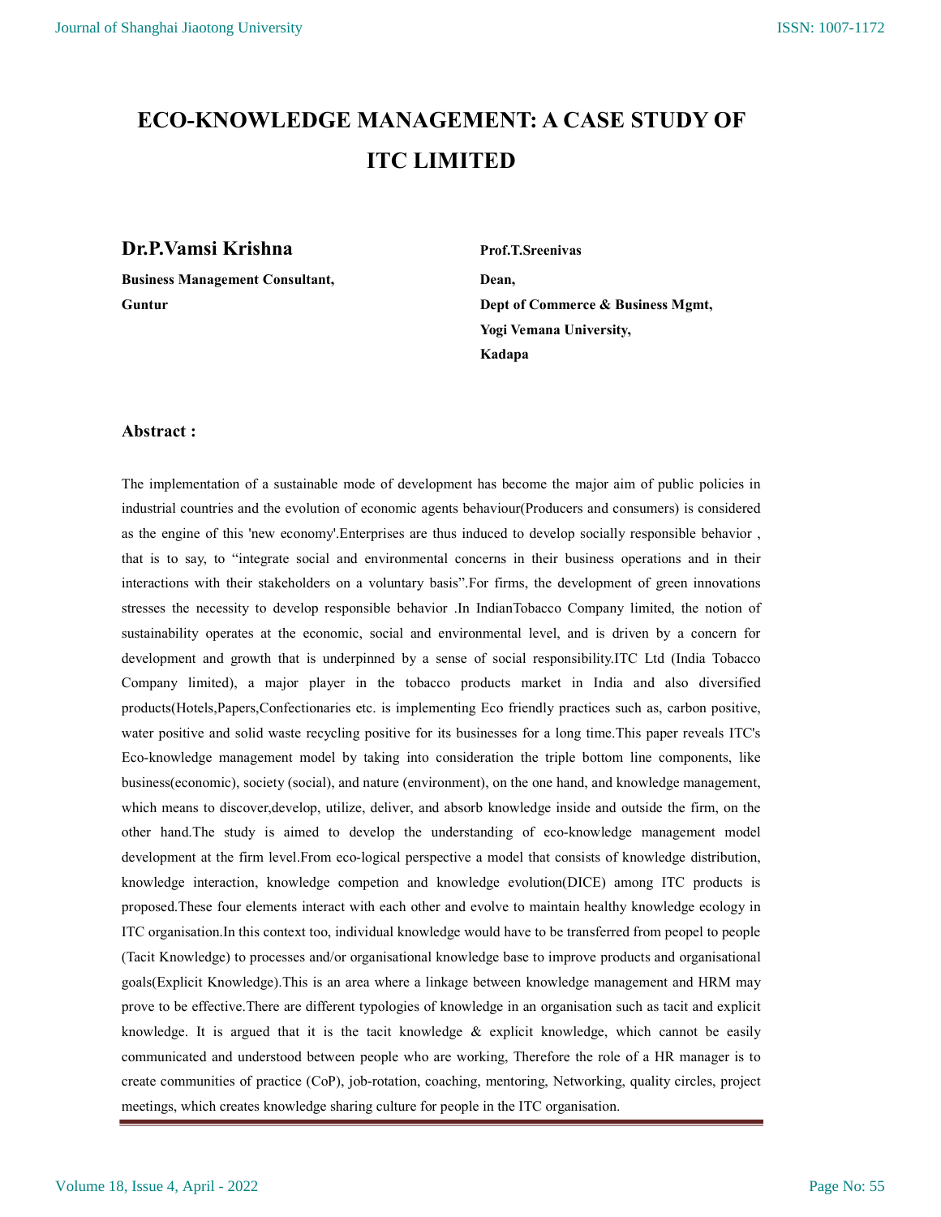# ECO-KNOWLEDGE MANAGEMENT: A CASE STUDY OF ITC LIMITED

**Dr.P.Vamsi Krishna**

**Business Management Consultant,**
**Guntur**

**Prof.T.Sreenivas**

**Dean,**
**Dept of Commerce & Business Mgmt,**
**Yogi Vemana University,**
**Kadapa**

## Abstract :

The implementation of a sustainable mode of development has become the major aim of public policies in industrial countries and the evolution of economic agents behaviour(Producers and consumers) is considered as the engine of this 'new economy'.Enterprises are thus induced to develop socially responsible behavior , that is to say, to "integrate social and environmental concerns in their business operations and in their interactions with their stakeholders on a voluntary basis".For firms, the development of green innovations stresses the necessity to develop responsible behavior .In IndianTobacco Company limited, the notion of sustainability operates at the economic, social and environmental level, and is driven by a concern for development and growth that is underpinned by a sense of social responsibility.ITC Ltd (India Tobacco Company limited), a major player in the tobacco products market in India and also diversified products(Hotels,Papers,Confectionaries etc. is implementing Eco friendly practices such as, carbon positive, water positive and solid waste recycling positive for its businesses for a long time.This paper reveals ITC's Eco-knowledge management model by taking into consideration the triple bottom line components, like business(economic), society (social), and nature (environment), on the one hand, and knowledge management, which means to discover,develop, utilize, deliver, and absorb knowledge inside and outside the firm, on the other hand.The study is aimed to develop the understanding of eco-knowledge management model development at the firm level.From eco-logical perspective a model that consists of knowledge distribution, knowledge interaction, knowledge competion and knowledge evolution(DICE) among ITC products is proposed.These four elements interact with each other and evolve to maintain healthy knowledge ecology in ITC organisation.In this context too, individual knowledge would have to be transferred from peopel to people (Tacit Knowledge) to processes and/or organisational knowledge base to improve products and organisational goals(Explicit Knowledge).This is an area where a linkage between knowledge management and HRM may prove to be effective.There are different typologies of knowledge in an organisation such as tacit and explicit knowledge. It is argued that it is the tacit knowledge & explicit knowledge, which cannot be easily communicated and understood between people who are working, Therefore the role of a HR manager is to create communities of practice (CoP), job-rotation, coaching, mentoring, Networking, quality circles, project meetings, which creates knowledge sharing culture for people in the ITC organisation.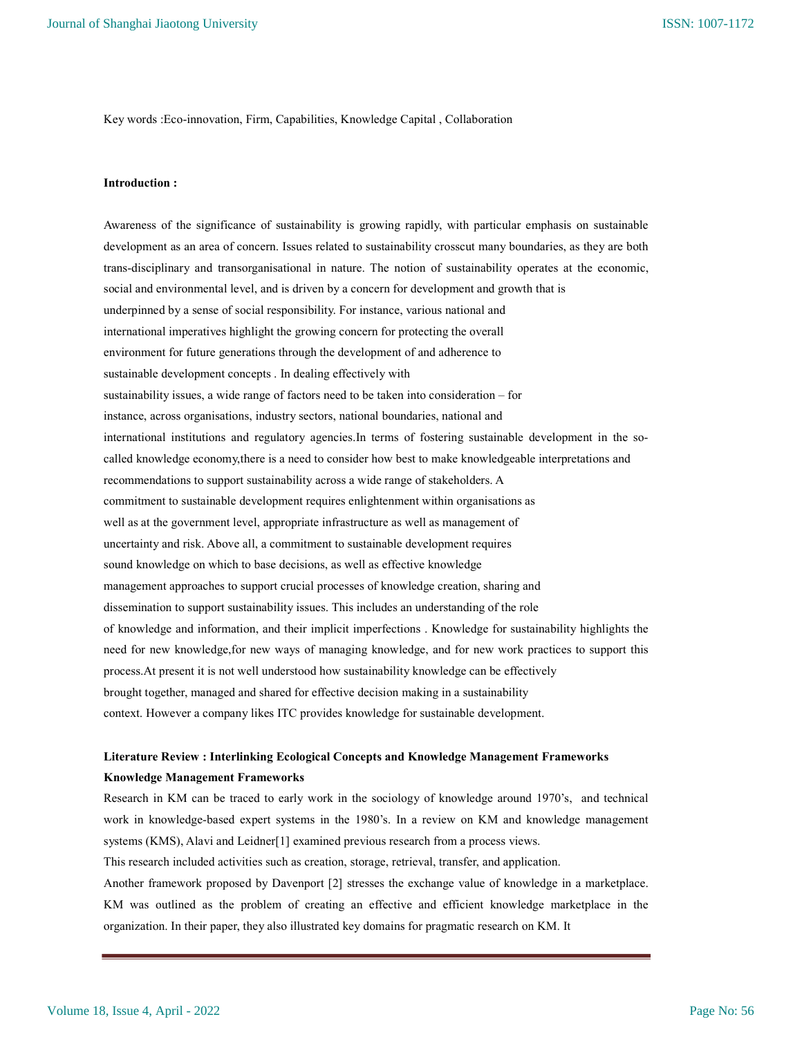Key words :Eco-innovation, Firm, Capabilities, Knowledge Capital , Collaboration

**Introduction :**

Awareness of the significance of sustainability is growing rapidly, with particular emphasis on sustainable development as an area of concern. Issues related to sustainability crosscut many boundaries, as they are both trans-disciplinary and transorganisational in nature. The notion of sustainability operates at the economic, social and environmental level, and is driven by a concern for development and growth that is underpinned by a sense of social responsibility. For instance, various national and international imperatives highlight the growing concern for protecting the overall environment for future generations through the development of and adherence to sustainable development concepts . In dealing effectively with sustainability issues, a wide range of factors need to be taken into consideration – for instance, across organisations, industry sectors, national boundaries, national and international institutions and regulatory agencies.In terms of fostering sustainable development in the so-called knowledge economy,there is a need to consider how best to make knowledgeable interpretations and recommendations to support sustainability across a wide range of stakeholders. A commitment to sustainable development requires enlightenment within organisations as well as at the government level, appropriate infrastructure as well as management of uncertainty and risk. Above all, a commitment to sustainable development requires sound knowledge on which to base decisions, as well as effective knowledge management approaches to support crucial processes of knowledge creation, sharing and dissemination to support sustainability issues. This includes an understanding of the role of knowledge and information, and their implicit imperfections . Knowledge for sustainability highlights the need for new knowledge,for new ways of managing knowledge, and for new work practices to support this process.At present it is not well understood how sustainability knowledge can be effectively brought together, managed and shared for effective decision making in a sustainability context. However a company likes ITC provides knowledge for sustainable development.

**Literature Review : Interlinking Ecological Concepts and Knowledge Management Frameworks**

**Knowledge Management Frameworks**

Research in KM can be traced to early work in the sociology of knowledge around 1970's, and technical work in knowledge-based expert systems in the 1980's. In a review on KM and knowledge management systems (KMS), Alavi and Leidner[1] examined previous research from a process views.

This research included activities such as creation, storage, retrieval, transfer, and application.

Another framework proposed by Davenport [2] stresses the exchange value of knowledge in a marketplace. KM was outlined as the problem of creating an effective and efficient knowledge marketplace in the organization. In their paper, they also illustrated key domains for pragmatic research on KM. It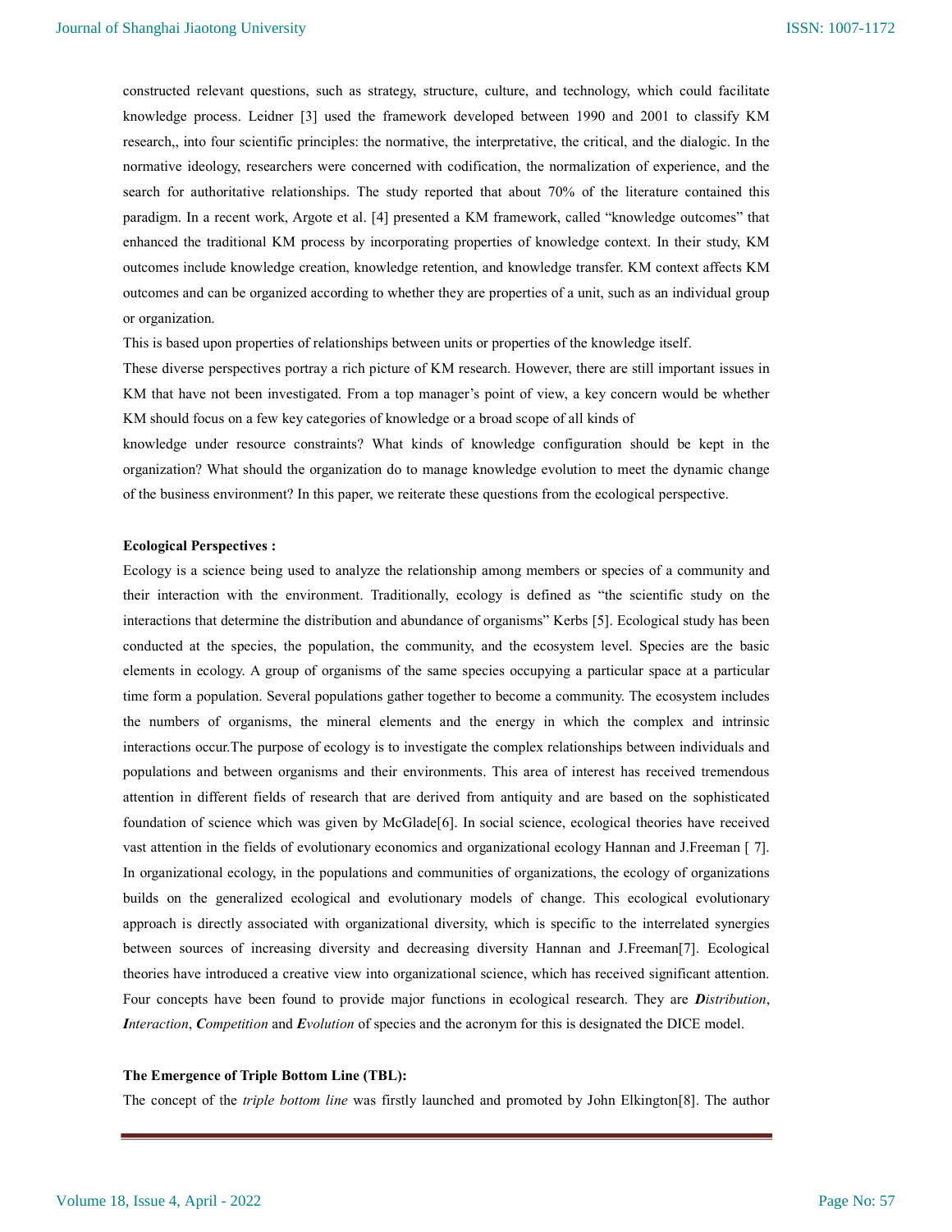constructed relevant questions, such as strategy, structure, culture, and technology, which could facilitate knowledge process. Leidner [3] used the framework developed between 1990 and 2001 to classify KM research,, into four scientific principles: the normative, the interpretative, the critical, and the dialogic. In the normative ideology, researchers were concerned with codification, the normalization of experience, and the search for authoritative relationships. The study reported that about 70% of the literature contained this paradigm. In a recent work, Argote et al. [4] presented a KM framework, called "knowledge outcomes" that enhanced the traditional KM process by incorporating properties of knowledge context. In their study, KM outcomes include knowledge creation, knowledge retention, and knowledge transfer. KM context affects KM outcomes and can be organized according to whether they are properties of a unit, such as an individual group or organization.

This is based upon properties of relationships between units or properties of the knowledge itself.

These diverse perspectives portray a rich picture of KM research. However, there are still important issues in KM that have not been investigated. From a top manager's point of view, a key concern would be whether KM should focus on a few key categories of knowledge or a broad scope of all kinds of

knowledge under resource constraints? What kinds of knowledge configuration should be kept in the organization? What should the organization do to manage knowledge evolution to meet the dynamic change of the business environment? In this paper, we reiterate these questions from the ecological perspective.

**Ecological Perspectives :**

Ecology is a science being used to analyze the relationship among members or species of a community and their interaction with the environment. Traditionally, ecology is defined as "the scientific study on the interactions that determine the distribution and abundance of organisms" Kerbs [5]. Ecological study has been conducted at the species, the population, the community, and the ecosystem level. Species are the basic elements in ecology. A group of organisms of the same species occupying a particular space at a particular time form a population. Several populations gather together to become a community. The ecosystem includes the numbers of organisms, the mineral elements and the energy in which the complex and intrinsic interactions occur.The purpose of ecology is to investigate the complex relationships between individuals and populations and between organisms and their environments. This area of interest has received tremendous attention in different fields of research that are derived from antiquity and are based on the sophisticated foundation of science which was given by McGlade[6]. In social science, ecological theories have received vast attention in the fields of evolutionary economics and organizational ecology Hannan and J.Freeman [ 7]. In organizational ecology, in the populations and communities of organizations, the ecology of organizations builds on the generalized ecological and evolutionary models of change. This ecological evolutionary approach is directly associated with organizational diversity, which is specific to the interrelated synergies between sources of increasing diversity and decreasing diversity Hannan and J.Freeman[7]. Ecological theories have introduced a creative view into organizational science, which has received significant attention. Four concepts have been found to provide major functions in ecological research. They are ***D****istribution*, ***I****nteraction*, ***C****ompetition* and ***E****volution* of species and the acronym for this is designated the DICE model.

**The Emergence of Triple Bottom Line (TBL):**

The concept of the *triple bottom line* was firstly launched and promoted by John Elkington[8]. The author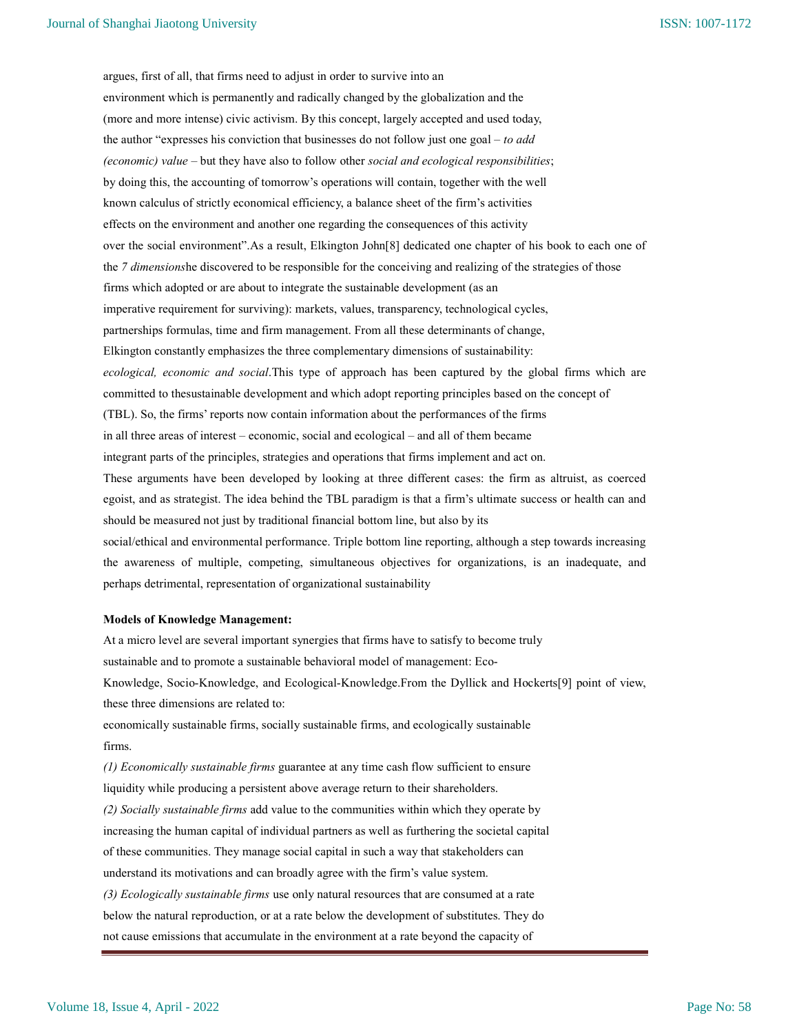argues, first of all, that firms need to adjust in order to survive into an environment which is permanently and radically changed by the globalization and the (more and more intense) civic activism. By this concept, largely accepted and used today, the author "expresses his conviction that businesses do not follow just one goal – *to add (economic) value* – but they have also to follow other *social and ecological responsibilities*; by doing this, the accounting of tomorrow's operations will contain, together with the well known calculus of strictly economical efficiency, a balance sheet of the firm's activities effects on the environment and another one regarding the consequences of this activity over the social environment".As a result, Elkington John[8] dedicated one chapter of his book to each one of the *7 dimensions*he discovered to be responsible for the conceiving and realizing of the strategies of those firms which adopted or are about to integrate the sustainable development (as an imperative requirement for surviving): markets, values, transparency, technological cycles, partnerships formulas, time and firm management. From all these determinants of change, Elkington constantly emphasizes the three complementary dimensions of sustainability: *ecological, economic and social*.This type of approach has been captured by the global firms which are committed to thesustainable development and which adopt reporting principles based on the concept of (TBL). So, the firms' reports now contain information about the performances of the firms in all three areas of interest – economic, social and ecological – and all of them became integrant parts of the principles, strategies and operations that firms implement and act on. These arguments have been developed by looking at three different cases: the firm as altruist, as coerced egoist, and as strategist. The idea behind the TBL paradigm is that a firm's ultimate success or health can and should be measured not just by traditional financial bottom line, but also by its social/ethical and environmental performance. Triple bottom line reporting, although a step towards increasing the awareness of multiple, competing, simultaneous objectives for organizations, is an inadequate, and perhaps detrimental, representation of organizational sustainability

**Models of Knowledge Management:**

At a micro level are several important synergies that firms have to satisfy to become truly sustainable and to promote a sustainable behavioral model of management: Eco-Knowledge, Socio-Knowledge, and Ecological-Knowledge.From the Dyllick and Hockerts[9] point of view, these three dimensions are related to:

economically sustainable firms, socially sustainable firms, and ecologically sustainable firms.

*(1) Economically sustainable firms* guarantee at any time cash flow sufficient to ensure liquidity while producing a persistent above average return to their shareholders.

*(2) Socially sustainable firms* add value to the communities within which they operate by increasing the human capital of individual partners as well as furthering the societal capital of these communities. They manage social capital in such a way that stakeholders can understand its motivations and can broadly agree with the firm's value system.

*(3) Ecologically sustainable firms* use only natural resources that are consumed at a rate below the natural reproduction, or at a rate below the development of substitutes. They do not cause emissions that accumulate in the environment at a rate beyond the capacity of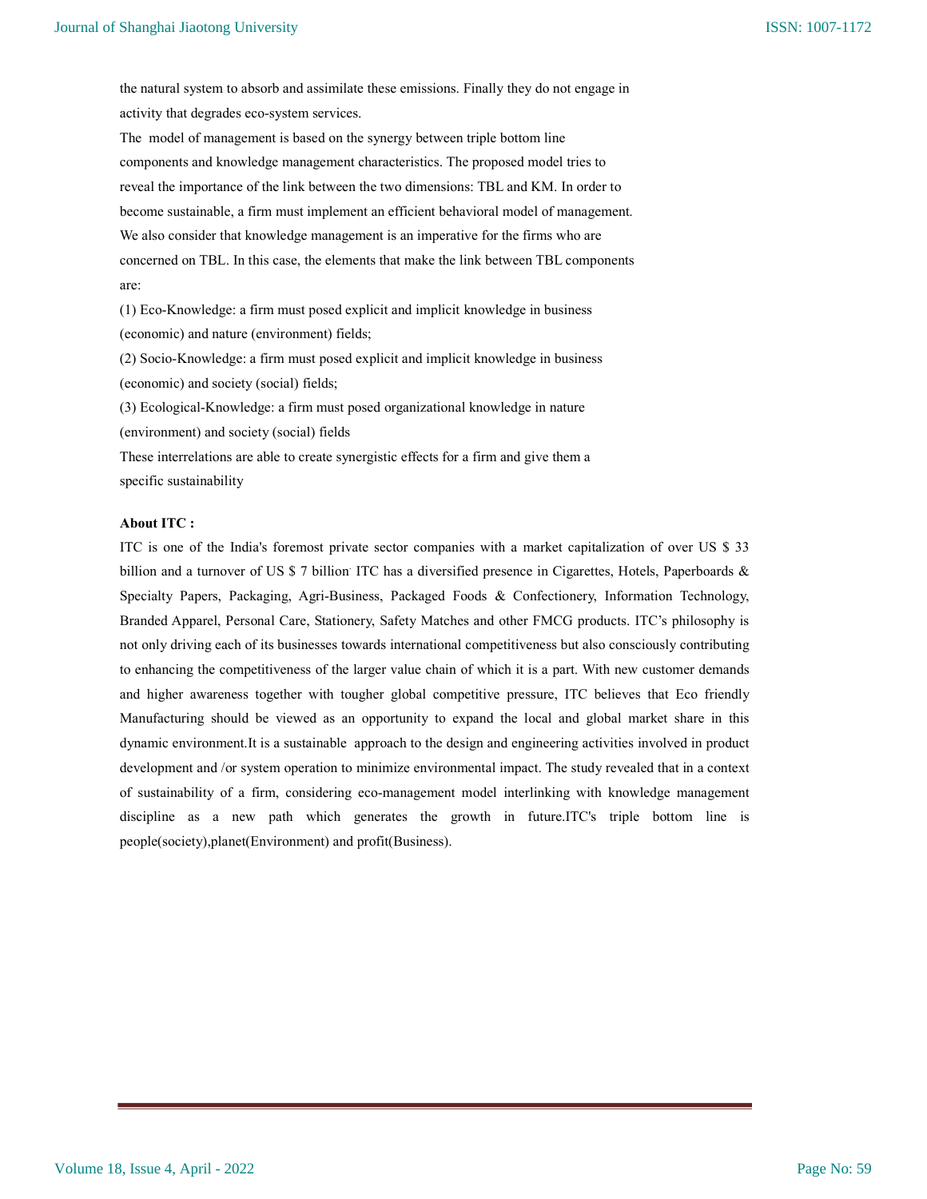the natural system to absorb and assimilate these emissions. Finally they do not engage in activity that degrades eco-system services.

The model of management is based on the synergy between triple bottom line components and knowledge management characteristics. The proposed model tries to reveal the importance of the link between the two dimensions: TBL and KM. In order to become sustainable, a firm must implement an efficient behavioral model of management. We also consider that knowledge management is an imperative for the firms who are concerned on TBL. In this case, the elements that make the link between TBL components are:

(1) Eco-Knowledge: a firm must posed explicit and implicit knowledge in business (economic) and nature (environment) fields;

(2) Socio-Knowledge: a firm must posed explicit and implicit knowledge in business (economic) and society (social) fields;

(3) Ecological-Knowledge: a firm must posed organizational knowledge in nature (environment) and society (social) fields

These interrelations are able to create synergistic effects for a firm and give them a specific sustainability

**About ITC :**

ITC is one of the India's foremost private sector companies with a market capitalization of over US $ 33 billion and a turnover of US $ 7 billion. ITC has a diversified presence in Cigarettes, Hotels, Paperboards & Specialty Papers, Packaging, Agri-Business, Packaged Foods & Confectionery, Information Technology, Branded Apparel, Personal Care, Stationery, Safety Matches and other FMCG products. ITC's philosophy is not only driving each of its businesses towards international competitiveness but also consciously contributing to enhancing the competitiveness of the larger value chain of which it is a part. With new customer demands and higher awareness together with tougher global competitive pressure, ITC believes that Eco friendly Manufacturing should be viewed as an opportunity to expand the local and global market share in this dynamic environment.It is a sustainable approach to the design and engineering activities involved in product development and /or system operation to minimize environmental impact. The study revealed that in a context of sustainability of a firm, considering eco-management model interlinking with knowledge management discipline as a new path which generates the growth in future.ITC's triple bottom line is people(society),planet(Environment) and profit(Business).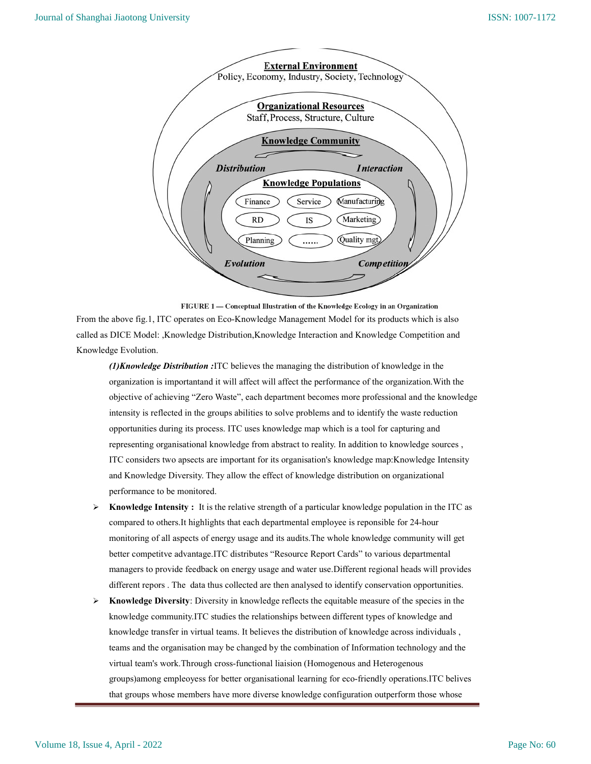External Environment
Policy, Economy, Industry, Society, Technology

Organizational Resources
Staff, Process, Structure, Culture

Knowledge Community

Distribution | Interaction | Evolution | Competition

Knowledge Populations

Finance, Service, Manufacturing, RD, IS, Marketing, Planning, ......, Quality mgt

FIGURE 1 — Conceptual Illustration of the Knowledge Ecology in an Organization

From the above fig.1, ITC operates on Eco-Knowledge Management Model for its products which is also called as DICE Model: ,Knowledge Distribution,Knowledge Interaction and Knowledge Competition and Knowledge Evolution.

***(1)Knowledge Distribution :***ITC believes the managing the distribution of knowledge in the organization is importantand it will affect will affect the performance of the organization.With the objective of achieving “Zero Waste”, each department becomes more professional and the knowledge intensity is reflected in the groups abilities to solve problems and to identify the waste reduction opportunities during its process. ITC uses knowledge map which is a tool for capturing and representing organisational knowledge from abstract to reality. In addition to knowledge sources , ITC considers two apsects are important for its organisation's knowledge map:Knowledge Intensity and Knowledge Diversity. They allow the effect of knowledge distribution on organizational performance to be monitored.

- **Knowledge Intensity :** It is the relative strength of a particular knowledge population in the ITC as compared to others.It highlights that each departmental employee is reponsible for 24-hour monitoring of all aspects of energy usage and its audits.The whole knowledge community will get better competitve advantage.ITC distributes “Resource Report Cards” to various departmental managers to provide feedback on energy usage and water use.Different regional heads will provides different repors . The data thus collected are then analysed to identify conservation opportunities.
- **Knowledge Diversity**: Diversity in knowledge reflects the equitable measure of the species in the knowledge community.ITC studies the relationships between different types of knowledge and knowledge transfer in virtual teams. It believes the distribution of knowledge across individuals , teams and the organisation may be changed by the combination of Information technology and the virtual team's work.Through cross-functional liaision (Homogenous and Heterogenous groups)among empleoyess for better organisational learning for eco-friendly operations.ITC belives that groups whose members have more diverse knowledge configuration outperform those whose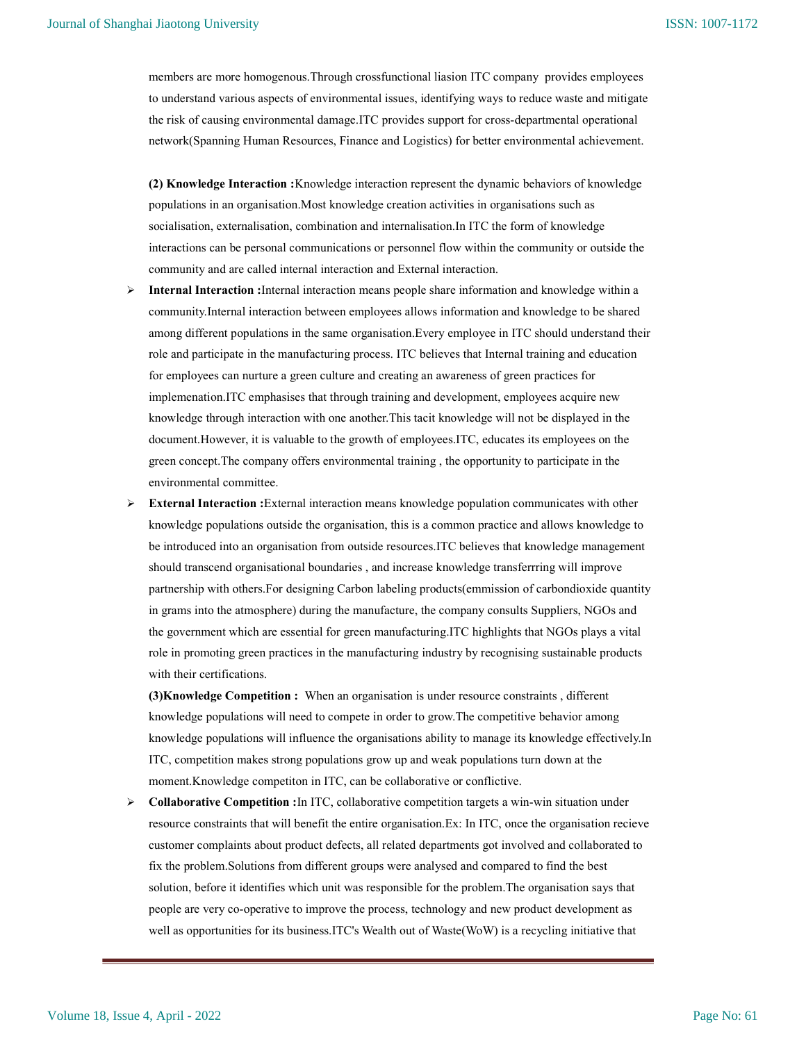members are more homogenous.Through crossfunctional liasion ITC company provides employees to understand various aspects of environmental issues, identifying ways to reduce waste and mitigate the risk of causing environmental damage.ITC provides support for cross-departmental operational network(Spanning Human Resources, Finance and Logistics) for better environmental achievement.

**(2) Knowledge Interaction :**Knowledge interaction represent the dynamic behaviors of knowledge populations in an organisation.Most knowledge creation activities in organisations such as socialisation, externalisation, combination and internalisation.In ITC the form of knowledge interactions can be personal communications or personnel flow within the community or outside the community and are called internal interaction and External interaction.

- **Internal Interaction :**Internal interaction means people share information and knowledge within a community.Internal interaction between employees allows information and knowledge to be shared among different populations in the same organisation.Every employee in ITC should understand their role and participate in the manufacturing process. ITC believes that Internal training and education for employees can nurture a green culture and creating an awareness of green practices for implemenation.ITC emphasises that through training and development, employees acquire new knowledge through interaction with one another.This tacit knowledge will not be displayed in the document.However, it is valuable to the growth of employees.ITC, educates its employees on the green concept.The company offers environmental training , the opportunity to participate in the environmental committee.
- **External Interaction :**External interaction means knowledge population communicates with other knowledge populations outside the organisation, this is a common practice and allows knowledge to be introduced into an organisation from outside resources.ITC believes that knowledge management should transcend organisational boundaries , and increase knowledge transferrring will improve partnership with others.For designing Carbon labeling products(emmission of carbondioxide quantity in grams into the atmosphere) during the manufacture, the company consults Suppliers, NGOs and the government which are essential for green manufacturing.ITC highlights that NGOs plays a vital role in promoting green practices in the manufacturing industry by recognising sustainable products with their certifications.

**(3)Knowledge Competition :** When an organisation is under resource constraints , different knowledge populations will need to compete in order to grow.The competitive behavior among knowledge populations will influence the organisations ability to manage its knowledge effectively.In ITC, competition makes strong populations grow up and weak populations turn down at the moment.Knowledge competiton in ITC, can be collaborative or conflictive.

- **Collaborative Competition :**In ITC, collaborative competition targets a win-win situation under resource constraints that will benefit the entire organisation.Ex: In ITC, once the organisation recieve customer complaints about product defects, all related departments got involved and collaborated to fix the problem.Solutions from different groups were analysed and compared to find the best solution, before it identifies which unit was responsible for the problem.The organisation says that people are very co-operative to improve the process, technology and new product development as well as opportunities for its business.ITC's Wealth out of Waste(WoW) is a recycling initiative that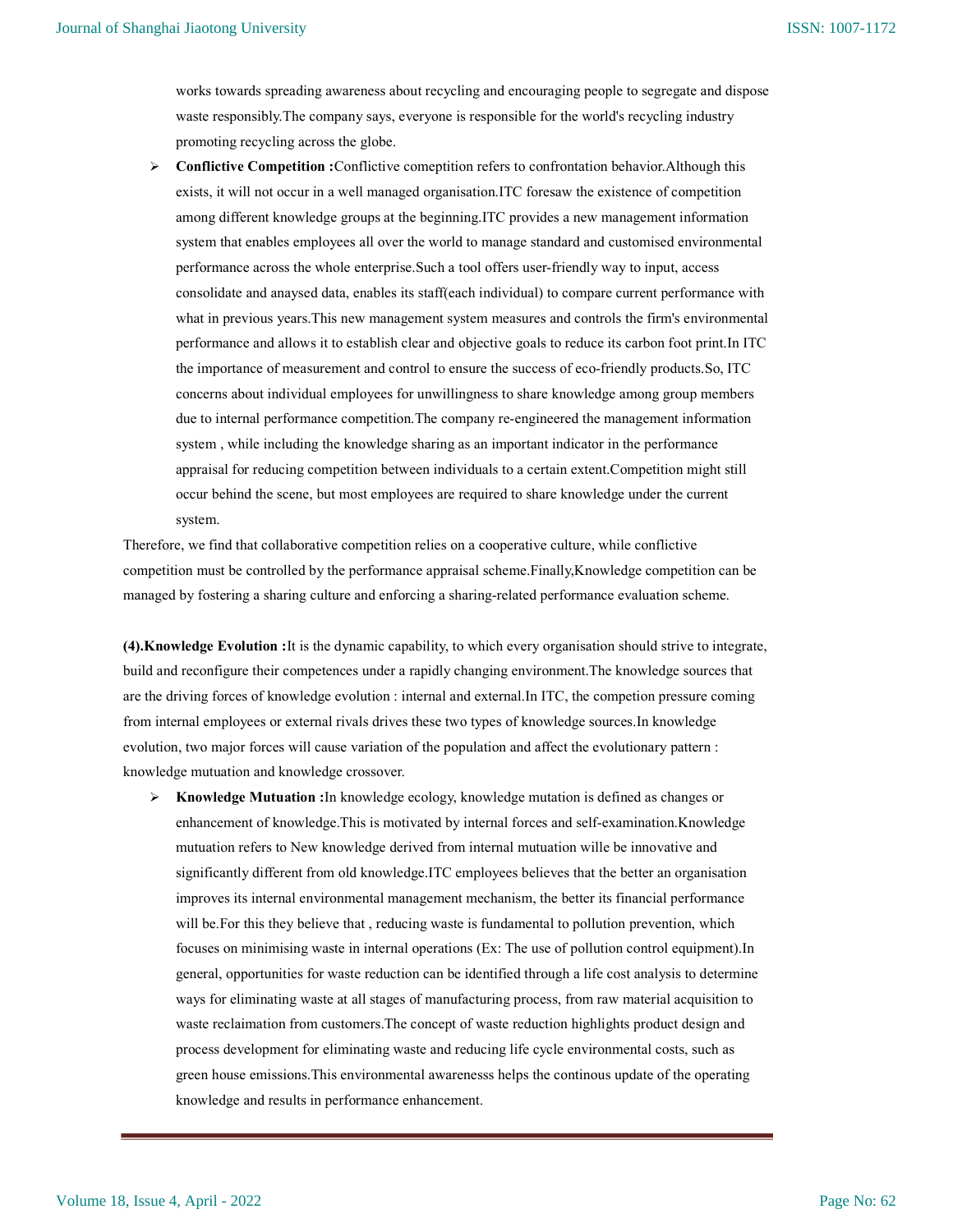works towards spreading awareness about recycling and encouraging people to segregate and dispose waste responsibly.The company says, everyone is responsible for the world's recycling industry promoting recycling across the globe.

- **Conflictive Competition :**Conflictive comeptition refers to confrontation behavior.Although this exists, it will not occur in a well managed organisation.ITC foresaw the existence of competition among different knowledge groups at the beginning.ITC provides a new management information system that enables employees all over the world to manage standard and customised environmental performance across the whole enterprise.Such a tool offers user-friendly way to input, access consolidate and anaysed data, enables its staff(each individual) to compare current performance with what in previous years.This new management system measures and controls the firm's environmental performance and allows it to establish clear and objective goals to reduce its carbon foot print.In ITC the importance of measurement and control to ensure the success of eco-friendly products.So, ITC concerns about individual employees for unwillingness to share knowledge among group members due to internal performance competition.The company re-engineered the management information system , while including the knowledge sharing as an important indicator in the performance appraisal for reducing competition between individuals to a certain extent.Competition might still occur behind the scene, but most employees are required to share knowledge under the current system.

Therefore, we find that collaborative competition relies on a cooperative culture, while conflictive competition must be controlled by the performance appraisal scheme.Finally,Knowledge competition can be managed by fostering a sharing culture and enforcing a sharing-related performance evaluation scheme.

**(4).Knowledge Evolution :**It is the dynamic capability, to which every organisation should strive to integrate, build and reconfigure their competences under a rapidly changing environment.The knowledge sources that are the driving forces of knowledge evolution : internal and external.In ITC, the competion pressure coming from internal employees or external rivals drives these two types of knowledge sources.In knowledge evolution, two major forces will cause variation of the population and affect the evolutionary pattern : knowledge mutuation and knowledge crossover.

- **Knowledge Mutuation :**In knowledge ecology, knowledge mutation is defined as changes or enhancement of knowledge.This is motivated by internal forces and self-examination.Knowledge mutuation refers to New knowledge derived from internal mutuation wille be innovative and significantly different from old knowledge.ITC employees believes that the better an organisation improves its internal environmental management mechanism, the better its financial performance will be.For this they believe that , reducing waste is fundamental to pollution prevention, which focuses on minimising waste in internal operations (Ex: The use of pollution control equipment).In general, opportunities for waste reduction can be identified through a life cost analysis to determine ways for eliminating waste at all stages of manufacturing process, from raw material acquisition to waste reclaimation from customers.The concept of waste reduction highlights product design and process development for eliminating waste and reducing life cycle environmental costs, such as green house emissions.This environmental awarenesss helps the continous update of the operating knowledge and results in performance enhancement.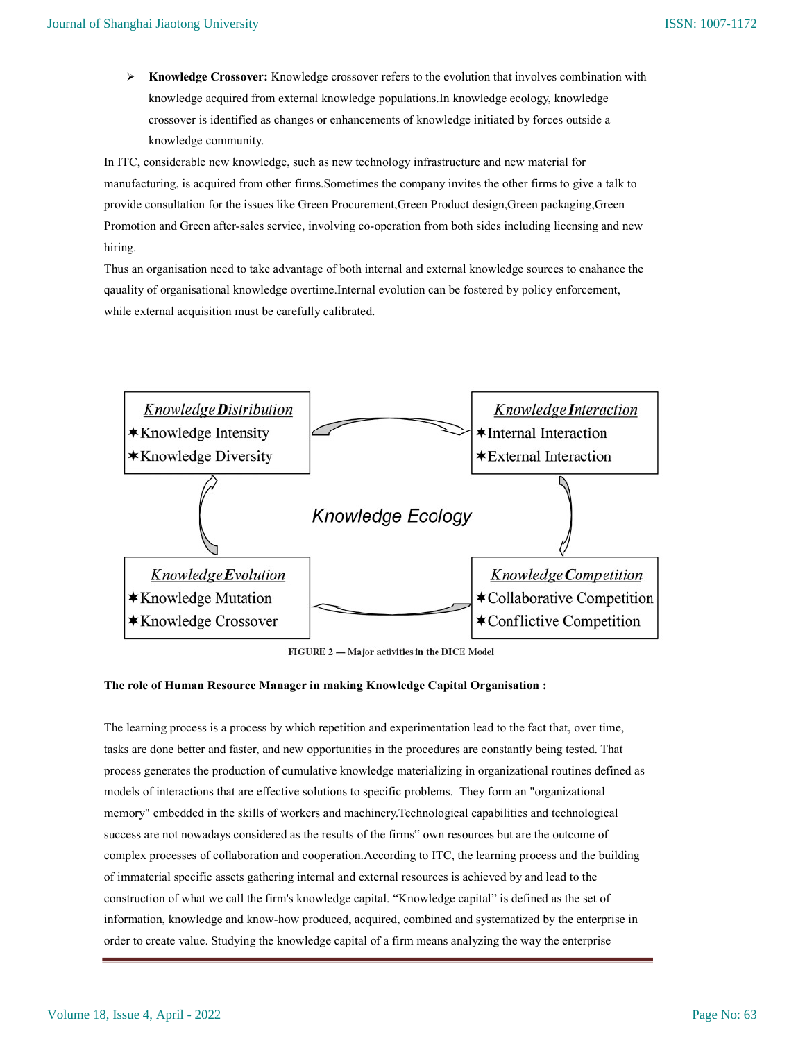- **Knowledge Crossover:** Knowledge crossover refers to the evolution that involves combination with knowledge acquired from external knowledge populations.In knowledge ecology, knowledge crossover is identified as changes or enhancements of knowledge initiated by forces outside a knowledge community.

In ITC, considerable new knowledge, such as new technology infrastructure and new material for manufacturing, is acquired from other firms.Sometimes the company invites the other firms to give a talk to provide consultation for the issues like Green Procurement,Green Product design,Green packaging,Green Promotion and Green after-sales service, involving co-operation from both sides including licensing and new hiring.

Thus an organisation need to take advantage of both internal and external knowledge sources to enahance the qauality of organisational knowledge overtime.Internal evolution can be fostered by policy enforcement, while external acquisition must be carefully calibrated.

Knowledge Ecology

*Knowledge **D**istribution*
- ✶Knowledge Intensity
- ✶Knowledge Diversity

*Knowledge **I**nteraction*
- ✶Internal Interaction
- ✶External Interaction

*Knowledge **C**ompetition*
- ✶Collaborative Competition
- ✶Conflictive Competition

*Knowledge **E**volution*
- ✶Knowledge Mutation
- ✶Knowledge Crossover

FIGURE 2 — Major activities in the DICE Model

**The role of Human Resource Manager in making Knowledge Capital Organisation :**

The learning process is a process by which repetition and experimentation lead to the fact that, over time, tasks are done better and faster, and new opportunities in the procedures are constantly being tested. That process generates the production of cumulative knowledge materializing in organizational routines defined as models of interactions that are effective solutions to specific problems. They form an "organizational memory" embedded in the skills of workers and machinery.Technological capabilities and technological success are not nowadays considered as the results of the firms" own resources but are the outcome of complex processes of collaboration and cooperation.According to ITC, the learning process and the building of immaterial specific assets gathering internal and external resources is achieved by and lead to the construction of what we call the firm's knowledge capital. "Knowledge capital" is defined as the set of information, knowledge and know-how produced, acquired, combined and systematized by the enterprise in order to create value. Studying the knowledge capital of a firm means analyzing the way the enterprise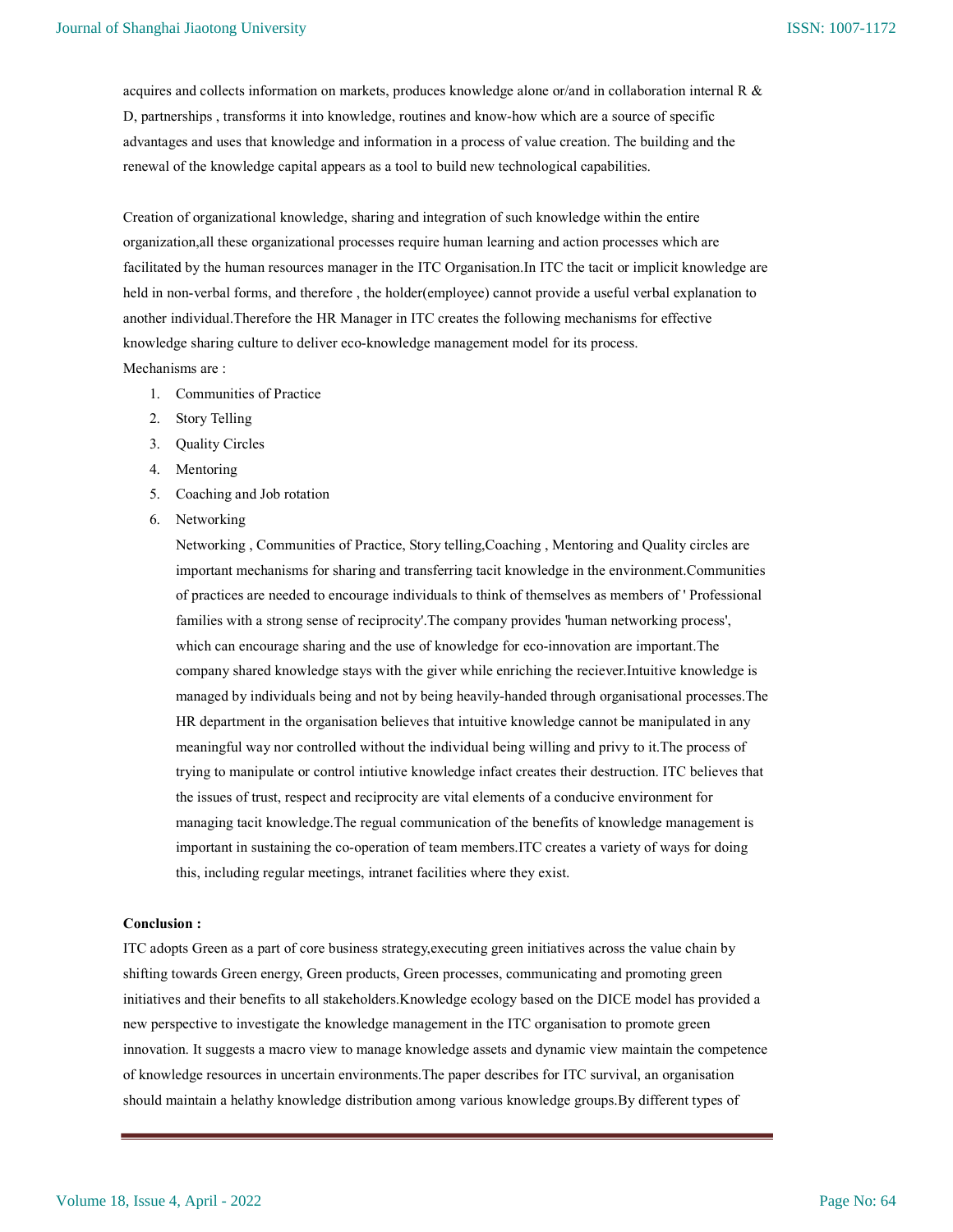acquires and collects information on markets, produces knowledge alone or/and in collaboration internal R & D, partnerships , transforms it into knowledge, routines and know-how which are a source of specific advantages and uses that knowledge and information in a process of value creation. The building and the renewal of the knowledge capital appears as a tool to build new technological capabilities.

Creation of organizational knowledge, sharing and integration of such knowledge within the entire organization,all these organizational processes require human learning and action processes which are facilitated by the human resources manager in the ITC Organisation.In ITC the tacit or implicit knowledge are held in non-verbal forms, and therefore , the holder(employee) cannot provide a useful verbal explanation to another individual.Therefore the HR Manager in ITC creates the following mechanisms for effective knowledge sharing culture to deliver eco-knowledge management model for its process.

Mechanisms are :

1. Communities of Practice
2. Story Telling
3. Quality Circles
4. Mentoring
5. Coaching and Job rotation
6. Networking

   Networking , Communities of Practice, Story telling,Coaching , Mentoring and Quality circles are important mechanisms for sharing and transferring tacit knowledge in the environment.Communities of practices are needed to encourage individuals to think of themselves as members of ' Professional families with a strong sense of reciprocity'.The company provides 'human networking process', which can encourage sharing and the use of knowledge for eco-innovation are important.The company shared knowledge stays with the giver while enriching the reciever.Intuitive knowledge is managed by individuals being and not by being heavily-handed through organisational processes.The HR department in the organisation believes that intuitive knowledge cannot be manipulated in any meaningful way nor controlled without the individual being willing and privy to it.The process of trying to manipulate or control intiutive knowledge infact creates their destruction. ITC believes that the issues of trust, respect and reciprocity are vital elements of a conducive environment for managing tacit knowledge.The regual communication of the benefits of knowledge management is important in sustaining the co-operation of team members.ITC creates a variety of ways for doing this, including regular meetings, intranet facilities where they exist.

**Conclusion :**

ITC adopts Green as a part of core business strategy,executing green initiatives across the value chain by shifting towards Green energy, Green products, Green processes, communicating and promoting green initiatives and their benefits to all stakeholders.Knowledge ecology based on the DICE model has provided a new perspective to investigate the knowledge management in the ITC organisation to promote green innovation. It suggests a macro view to manage knowledge assets and dynamic view maintain the competence of knowledge resources in uncertain environments.The paper describes for ITC survival, an organisation should maintain a helathy knowledge distribution among various knowledge groups.By different types of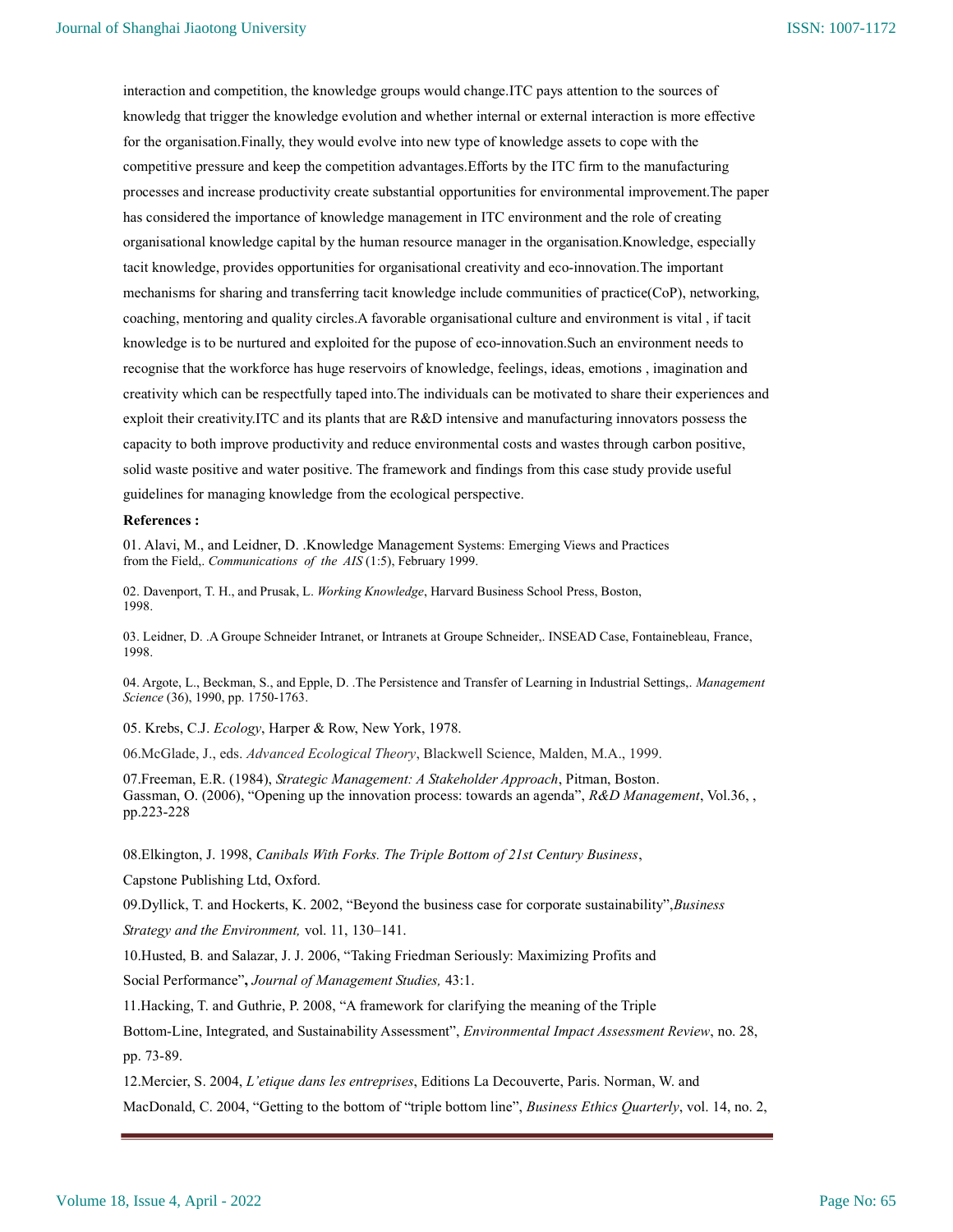interaction and competition, the knowledge groups would change.ITC pays attention to the sources of knowledg that trigger the knowledge evolution and whether internal or external interaction is more effective for the organisation.Finally, they would evolve into new type of knowledge assets to cope with the competitive pressure and keep the competition advantages.Efforts by the ITC firm to the manufacturing processes and increase productivity create substantial opportunities for environmental improvement.The paper has considered the importance of knowledge management in ITC environment and the role of creating organisational knowledge capital by the human resource manager in the organisation.Knowledge, especially tacit knowledge, provides opportunities for organisational creativity and eco-innovation.The important mechanisms for sharing and transferring tacit knowledge include communities of practice(CoP), networking, coaching, mentoring and quality circles.A favorable organisational culture and environment is vital , if tacit knowledge is to be nurtured and exploited for the pupose of eco-innovation.Such an environment needs to recognise that the workforce has huge reservoirs of knowledge, feelings, ideas, emotions , imagination and creativity which can be respectfully taped into.The individuals can be motivated to share their experiences and exploit their creativity.ITC and its plants that are R&D intensive and manufacturing innovators possess the capacity to both improve productivity and reduce environmental costs and wastes through carbon positive, solid waste positive and water positive. The framework and findings from this case study provide useful guidelines for managing knowledge from the ecological perspective.

**References :**

01. Alavi, M., and Leidner, D. .Knowledge Management Systems: Emerging Views and Practices from the Field,. *Communications of the AIS* (1:5), February 1999.

02. Davenport, T. H., and Prusak, L. *Working Knowledge*, Harvard Business School Press, Boston, 1998.

03. Leidner, D. .A Groupe Schneider Intranet, or Intranets at Groupe Schneider,. INSEAD Case, Fontainebleau, France, 1998.

04. Argote, L., Beckman, S., and Epple, D. .The Persistence and Transfer of Learning in Industrial Settings,. *Management Science* (36), 1990, pp. 1750-1763.

05. Krebs, C.J. *Ecology*, Harper & Row, New York, 1978.

06.McGlade, J., eds. *Advanced Ecological Theory*, Blackwell Science, Malden, M.A., 1999.

07.Freeman, E.R. (1984), *Strategic Management: A Stakeholder Approach*, Pitman, Boston. Gassman, O. (2006), "Opening up the innovation process: towards an agenda", *R&D Management*, Vol.36, , pp.223-228

08.Elkington, J. 1998, *Canibals With Forks. The Triple Bottom of 21st Century Business*, Capstone Publishing Ltd, Oxford.

09.Dyllick, T. and Hockerts, K. 2002, "Beyond the business case for corporate sustainability",*Business Strategy and the Environment,* vol. 11, 130–141.

10.Husted, B. and Salazar, J. J. 2006, "Taking Friedman Seriously: Maximizing Profits and Social Performance"**,** *Journal of Management Studies,* 43:1.

11.Hacking, T. and Guthrie, P. 2008, "A framework for clarifying the meaning of the Triple Bottom-Line, Integrated, and Sustainability Assessment", *Environmental Impact Assessment Review*, no. 28, pp. 73-89.

12.Mercier, S. 2004, *L'etique dans les entreprises*, Editions La Decouverte, Paris. Norman, W. and MacDonald, C. 2004, "Getting to the bottom of "triple bottom line", *Business Ethics Quarterly*, vol. 14, no. 2,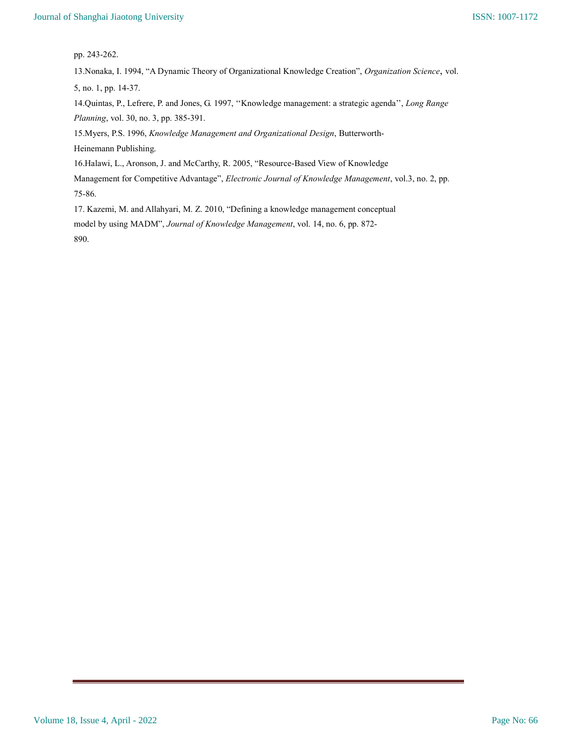pp. 243-262.

13.Nonaka, I. 1994, "A Dynamic Theory of Organizational Knowledge Creation", *Organization Science*, vol. 5, no. 1, pp. 14-37.

14.Quintas, P., Lefrere, P. and Jones, G. 1997, ''Knowledge management: a strategic agenda'', *Long Range Planning*, vol. 30, no. 3, pp. 385-391.

15.Myers, P.S. 1996, *Knowledge Management and Organizational Design*, Butterworth-Heinemann Publishing.

16.Halawi, L., Aronson, J. and McCarthy, R. 2005, "Resource-Based View of Knowledge Management for Competitive Advantage", *Electronic Journal of Knowledge Management*, vol.3, no. 2, pp. 75-86.

17. Kazemi, M. and Allahyari, M. Z. 2010, "Defining a knowledge management conceptual model by using MADM", *Journal of Knowledge Management*, vol. 14, no. 6, pp. 872-890.